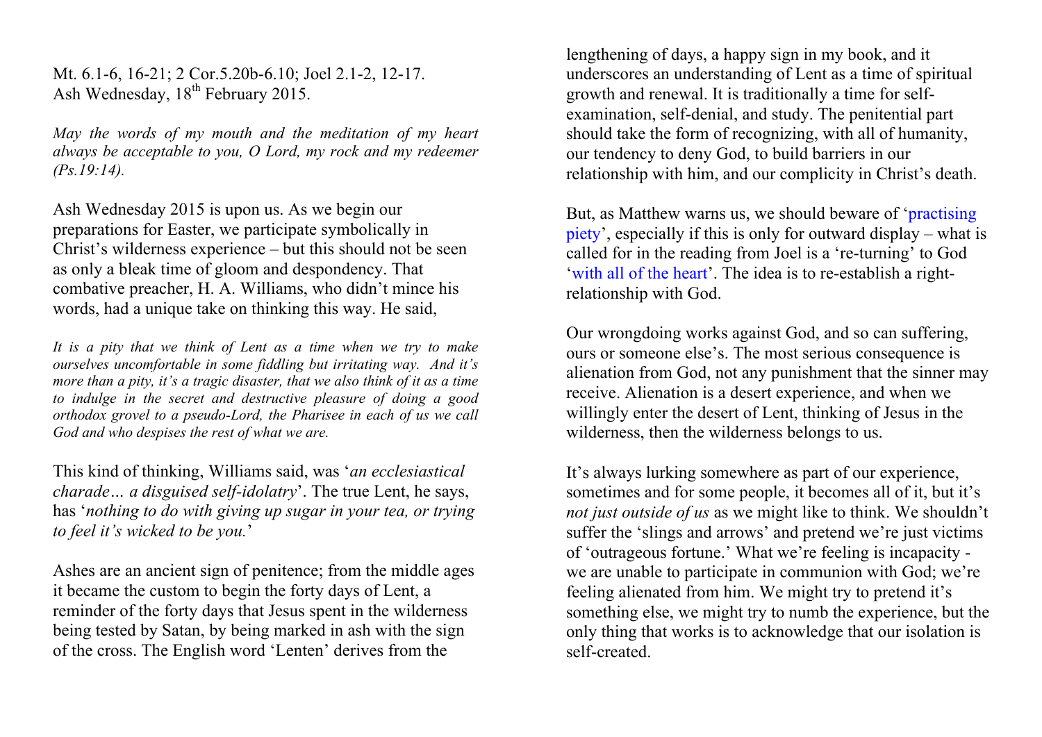Mt. 6.1-6, 16-21; 2 Cor.5.20b-6.10; Joel 2.1-2, 12-17.
Ash Wednesday, 18th February 2015.

*May the words of my mouth and the meditation of my heart always be acceptable to you, O Lord, my rock and my redeemer (Ps.19:14).*

Ash Wednesday 2015 is upon us. As we begin our preparations for Easter, we participate symbolically in Christ's wilderness experience – but this should not be seen as only a bleak time of gloom and despondency. That combative preacher, H. A. Williams, who didn't mince his words, had a unique take on thinking this way. He said,

*It is a pity that we think of Lent as a time when we try to make ourselves uncomfortable in some fiddling but irritating way. And it's more than a pity, it's a tragic disaster, that we also think of it as a time to indulge in the secret and destructive pleasure of doing a good orthodox grovel to a pseudo-Lord, the Pharisee in each of us we call God and who despises the rest of what we are.*

This kind of thinking, Williams said, was '*an ecclesiastical charade… a disguised self-idolatry*'. The true Lent, he says, has '*nothing to do with giving up sugar in your tea, or trying to feel it's wicked to be you.*'

Ashes are an ancient sign of penitence; from the middle ages it became the custom to begin the forty days of Lent, a reminder of the forty days that Jesus spent in the wilderness being tested by Satan, by being marked in ash with the sign of the cross. The English word 'Lenten' derives from the lengthening of days, a happy sign in my book, and it underscores an understanding of Lent as a time of spiritual growth and renewal. It is traditionally a time for self-examination, self-denial, and study. The penitential part should take the form of recognizing, with all of humanity, our tendency to deny God, to build barriers in our relationship with him, and our complicity in Christ's death.

But, as Matthew warns us, we should beware of 'practising piety', especially if this is only for outward display – what is called for in the reading from Joel is a 're-turning' to God 'with all of the heart'. The idea is to re-establish a right-relationship with God.

Our wrongdoing works against God, and so can suffering, ours or someone else's. The most serious consequence is alienation from God, not any punishment that the sinner may receive. Alienation is a desert experience, and when we willingly enter the desert of Lent, thinking of Jesus in the wilderness, then the wilderness belongs to us.

It's always lurking somewhere as part of our experience, sometimes and for some people, it becomes all of it, but it's *not just outside of us* as we might like to think. We shouldn't suffer the 'slings and arrows' and pretend we're just victims of 'outrageous fortune.' What we're feeling is incapacity - we are unable to participate in communion with God; we're feeling alienated from him. We might try to pretend it's something else, we might try to numb the experience, but the only thing that works is to acknowledge that our isolation is self-created.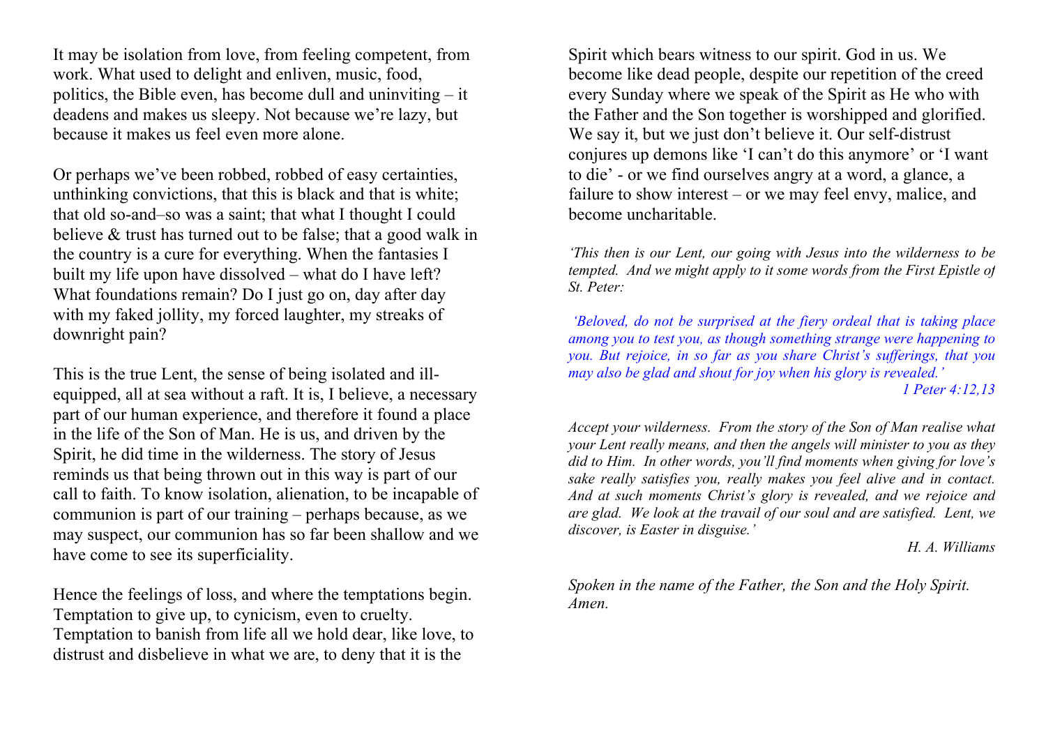It may be isolation from love, from feeling competent, from work. What used to delight and enliven, music, food, politics, the Bible even, has become dull and uninviting – it deadens and makes us sleepy. Not because we're lazy, but because it makes us feel even more alone.

Or perhaps we've been robbed, robbed of easy certainties, unthinking convictions, that this is black and that is white; that old so-and–so was a saint; that what I thought I could believe & trust has turned out to be false; that a good walk in the country is a cure for everything. When the fantasies I built my life upon have dissolved – what do I have left? What foundations remain? Do I just go on, day after day with my faked jollity, my forced laughter, my streaks of downright pain?

This is the true Lent, the sense of being isolated and ill-equipped, all at sea without a raft. It is, I believe, a necessary part of our human experience, and therefore it found a place in the life of the Son of Man. He is us, and driven by the Spirit, he did time in the wilderness. The story of Jesus reminds us that being thrown out in this way is part of our call to faith. To know isolation, alienation, to be incapable of communion is part of our training – perhaps because, as we may suspect, our communion has so far been shallow and we have come to see its superficiality.

Hence the feelings of loss, and where the temptations begin. Temptation to give up, to cynicism, even to cruelty. Temptation to banish from life all we hold dear, like love, to distrust and disbelieve in what we are, to deny that it is the Spirit which bears witness to our spirit. God in us. We become like dead people, despite our repetition of the creed every Sunday where we speak of the Spirit as He who with the Father and the Son together is worshipped and glorified. We say it, but we just don't believe it. Our self-distrust conjures up demons like 'I can't do this anymore' or 'I want to die' - or we find ourselves angry at a word, a glance, a failure to show interest – or we may feel envy, malice, and become uncharitable.

*'This then is our Lent, our going with Jesus into the wilderness to be tempted. And we might apply to it some words from the First Epistle of St. Peter:*

*'Beloved, do not be surprised at the fiery ordeal that is taking place among you to test you, as though something strange were happening to you. But rejoice, in so far as you share Christ's sufferings, that you may also be glad and shout for joy when his glory is revealed.'*

*1 Peter 4:12,13*

*Accept your wilderness. From the story of the Son of Man realise what your Lent really means, and then the angels will minister to you as they did to Him. In other words, you'll find moments when giving for love's sake really satisfies you, really makes you feel alive and in contact. And at such moments Christ's glory is revealed, and we rejoice and are glad. We look at the travail of our soul and are satisfied. Lent, we discover, is Easter in disguise.'*

*H. A. Williams*

*Spoken in the name of the Father, the Son and the Holy Spirit. Amen.*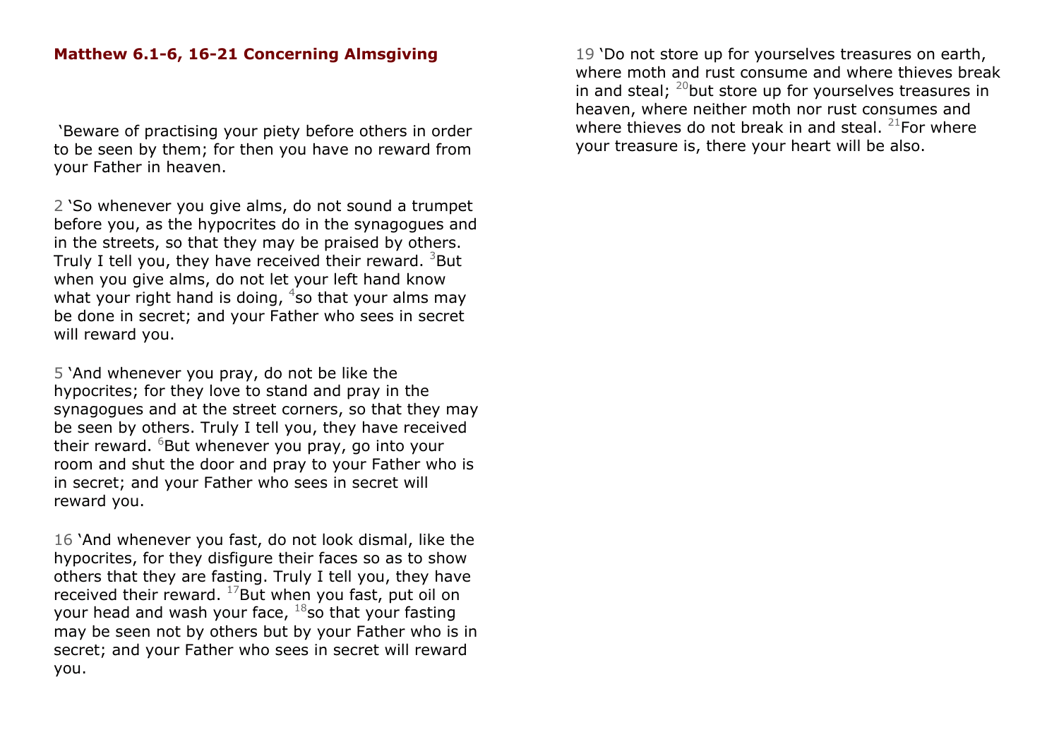**Matthew 6.1-6, 16-21 Concerning Almsgiving**

'Beware of practising your piety before others in order to be seen by them; for then you have no reward from your Father in heaven.

2 'So whenever you give alms, do not sound a trumpet before you, as the hypocrites do in the synagogues and in the streets, so that they may be praised by others. Truly I tell you, they have received their reward. [3]But when you give alms, do not let your left hand know what your right hand is doing, [4]so that your alms may be done in secret; and your Father who sees in secret will reward you.

5 'And whenever you pray, do not be like the hypocrites; for they love to stand and pray in the synagogues and at the street corners, so that they may be seen by others. Truly I tell you, they have received their reward. [6]But whenever you pray, go into your room and shut the door and pray to your Father who is in secret; and your Father who sees in secret will reward you.

16 'And whenever you fast, do not look dismal, like the hypocrites, for they disfigure their faces so as to show others that they are fasting. Truly I tell you, they have received their reward. [17]But when you fast, put oil on your head and wash your face, [18]so that your fasting may be seen not by others but by your Father who is in secret; and your Father who sees in secret will reward you.

19 'Do not store up for yourselves treasures on earth, where moth and rust consume and where thieves break in and steal; [20]but store up for yourselves treasures in heaven, where neither moth nor rust consumes and where thieves do not break in and steal. [21]For where your treasure is, there your heart will be also.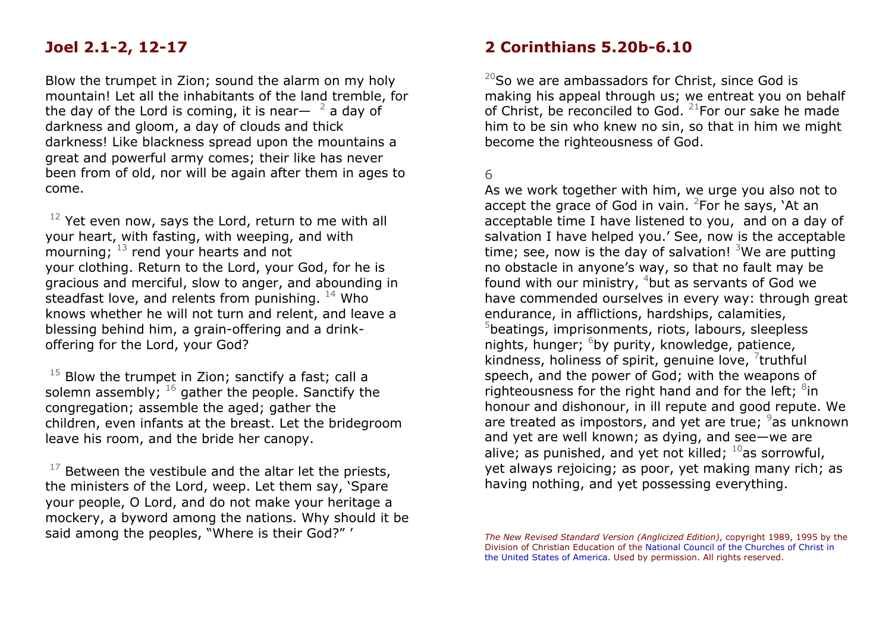## Joel 2.1-2, 12-17

Blow the trumpet in Zion; sound the alarm on my holy mountain! Let all the inhabitants of the land tremble, for the day of the Lord is coming, it is near— [2] a day of darkness and gloom, a day of clouds and thick darkness! Like blackness spread upon the mountains a great and powerful army comes; their like has never been from of old, nor will be again after them in ages to come.

[12] Yet even now, says the Lord, return to me with all your heart, with fasting, with weeping, and with mourning; [13] rend your hearts and not your clothing. Return to the Lord, your God, for he is gracious and merciful, slow to anger, and abounding in steadfast love, and relents from punishing. [14] Who knows whether he will not turn and relent, and leave a blessing behind him, a grain-offering and a drink-offering for the Lord, your God?

[15] Blow the trumpet in Zion; sanctify a fast; call a solemn assembly; [16] gather the people. Sanctify the congregation; assemble the aged; gather the children, even infants at the breast. Let the bridegroom leave his room, and the bride her canopy.

[17] Between the vestibule and the altar let the priests, the ministers of the Lord, weep. Let them say, 'Spare your people, O Lord, and do not make your heritage a mockery, a byword among the nations. Why should it be said among the peoples, "Where is their God?" '

## 2 Corinthians 5.20b-6.10

[20]So we are ambassadors for Christ, since God is making his appeal through us; we entreat you on behalf of Christ, be reconciled to God. [21]For our sake he made him to be sin who knew no sin, so that in him we might become the righteousness of God.

6

As we work together with him, we urge you also not to accept the grace of God in vain. [2]For he says, 'At an acceptable time I have listened to you, and on a day of salvation I have helped you.' See, now is the acceptable time; see, now is the day of salvation! [3]We are putting no obstacle in anyone's way, so that no fault may be found with our ministry, [4]but as servants of God we have commended ourselves in every way: through great endurance, in afflictions, hardships, calamities, [5]beatings, imprisonments, riots, labours, sleepless nights, hunger; [6]by purity, knowledge, patience, kindness, holiness of spirit, genuine love, [7]truthful speech, and the power of God; with the weapons of righteousness for the right hand and for the left; [8]in honour and dishonour, in ill repute and good repute. We are treated as impostors, and yet are true; [9]as unknown and yet are well known; as dying, and see—we are alive; as punished, and yet not killed; [10]as sorrowful, yet always rejoicing; as poor, yet making many rich; as having nothing, and yet possessing everything.

*The New Revised Standard Version (Anglicized Edition)*, copyright 1989, 1995 by the Division of Christian Education of the National Council of the Churches of Christ in the United States of America. Used by permission. All rights reserved.